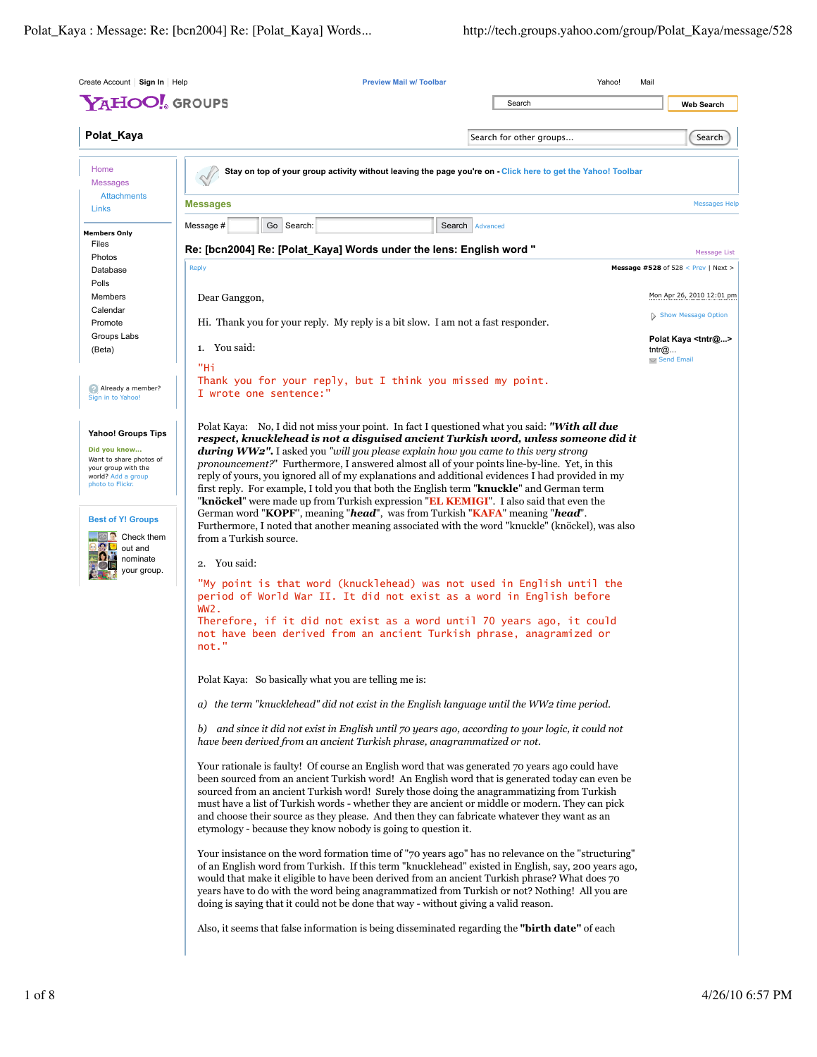## Re: [bcn2004] Re: [Polat_Kaya] Words under the lens: English word "

Message #528 of 528

Dear Ganggon,

Mon Apr 26, 2010 12:01 pm

Polat Kaya <tntr@...>

Hi. Thank you for your reply. My reply is a bit slow. I am not a fast responder.

1. You said:

```
"Hi
Thank you for your reply, but I think you missed my point.
I wrote one sentence:"
```

Polat Kaya: No, I did not miss your point. In fact I questioned what you said: ***"With all due respect, knucklehead is not a disguised ancient Turkish word, unless someone did it during WW2".*** I asked you *"will you please explain how you came to this very strong pronouncement?"* Furthermore, I answered almost all of your points line-by-line. Yet, in this reply of yours, you ignored all of my explanations and additional evidences I had provided in my first reply. For example, I told you that both the English term "**knuckle**" and German term "**knöckel**" were made up from Turkish expression "**EL KEMIGI**". I also said that even the German word "**KOPF**", meaning "***head***", was from Turkish "**KAFA**" meaning "***head***". Furthermore, I noted that another meaning associated with the word "knuckle" (knöckel), was also from a Turkish source.

2. You said:

```
"My point is that word (knucklehead) was not used in English until the
period of World War II. It did not exist as a word in English before
WW2.
Therefore, if it did not exist as a word until 70 years ago, it could
not have been derived from an ancient Turkish phrase, anagramized or
not."
```

Polat Kaya: So basically what you are telling me is:

*a) the term "knucklehead" did not exist in the English language until the WW2 time period.*

*b) and since it did not exist in English until 70 years ago, according to your logic, it could not have been derived from an ancient Turkish phrase, anagrammatized or not.*

Your rationale is faulty! Of course an English word that was generated 70 years ago could have been sourced from an ancient Turkish word! An English word that is generated today can even be sourced from an ancient Turkish word! Surely those doing the anagrammatizing from Turkish must have a list of Turkish words - whether they are ancient or middle or modern. They can pick and choose their source as they please. And then they can fabricate whatever they want as an etymology - because they know nobody is going to question it.

Your insistance on the word formation time of "70 years ago" has no relevance on the "structuring" of an English word from Turkish. If this term "knucklehead" existed in English, say, 200 years ago, would that make it eligible to have been derived from an ancient Turkish phrase? What does 70 years have to do with the word being anagrammatized from Turkish or not? Nothing! All you are doing is saying that it could not be done that way - without giving a valid reason.

Also, it seems that false information is being disseminated regarding the **"birth date"** of each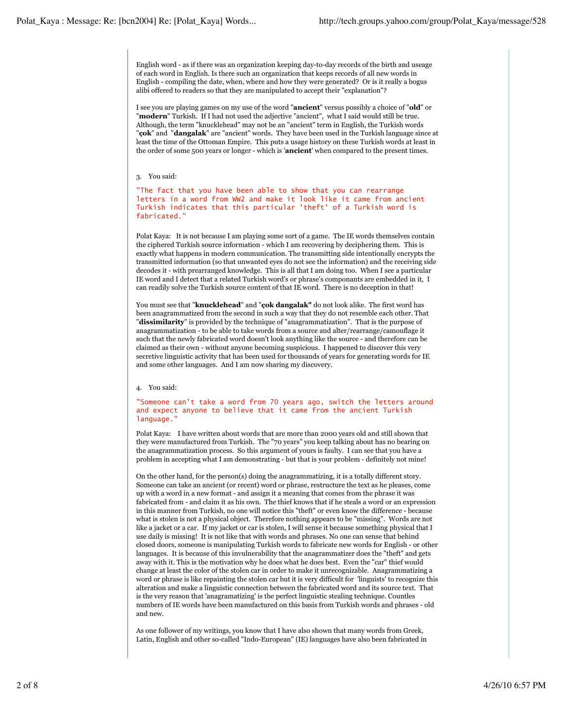English word - as if there was an organization keeping day-to-day records of the birth and useage of each word in English. Is there such an organization that keeps records of all new words in English - compiling the date, when, where and how they were generated? Or is it really a bogus alibi offered to readers so that they are manipulated to accept their "explanation"?

I see you are playing games on my use of the word "**ancient**" versus possibly a choice of "**old**" or "**modern**" Turkish. If I had not used the adjective "ancient", what I said would still be true. Although, the term "knucklehead" may not be an "ancient" term in English, the Turkish words "**çok**" and "**dangalak**" are "ancient" words. They have been used in the Turkish language since at least the time of the Ottoman Empire. This puts a usage history on these Turkish words at least in the order of some 500 years or longer - which is '**ancient**' when compared to the present times.

3. You said:

"The fact that you have been able to show that you can rearrange letters in a word from WW2 and make it look like it came from ancient Turkish indicates that this particular 'theft' of a Turkish word is fabricated."

Polat Kaya: It is not because I am playing some sort of a game. The IE words themselves contain the ciphered Turkish source information - which I am recovering by deciphering them. This is exactly what happens in modern communication. The transmitting side intentionally encrypts the transmitted information (so that unwanted eyes do not see the information) and the receiving side decodes it - with prearranged knowledge. This is all that I am doing too. When I see a particular IE word and I detect that a related Turkish word's or phrase's componants are embedded in it, I can readily solve the Turkish source content of that IE word. There is no deception in that!

You must see that "**knucklehead**" and "**çok dangalak"** do not look alike. The first word has been anagrammatized from the second in such a way that they do not resemble each other. That "**dissimilarity**" is provided by the technique of "anagrammatization". That is the purpose of anagrammatization - to be able to take words from a source and alter/rearrange/camouflage it such that the newly fabricated word doesn't look anything like the source - and therefore can be claimed as their own - without anyone becoming suspicious. I happened to discover this very secretive linguistic activity that has been used for thousands of years for generating words for IE and some other languages. And I am now sharing my discovery.

4. You said:

"Someone can't take a word from 70 years ago, switch the letters around and expect anyone to believe that it came from the ancient Turkish language."

Polat Kaya: I have written about words that are more than 2000 years old and still shown that they were manufactured from Turkish. The "70 years" you keep talking about has no bearing on the anagrammatization process. So this argument of yours is faulty. I can see that you have a problem in accepting what I am demonstrating - but that is your problem - definitely not mine!

On the other hand, for the person(s) doing the anagrammatizing, it is a totally different story. Someone can take an ancient (or recent) word or phrase, restructure the text as he pleases, come up with a word in a new format - and assign it a meaning that comes from the phrase it was fabricated from - and claim it as his own. The thief knows that if he steals a word or an expression in this manner from Turkish, no one will notice this "theft" or even know the difference - because what is stolen is not a physical object. Therefore nothing appears to be "missing". Words are not like a jacket or a car. If my jacket or car is stolen, I will sense it because something physical that I use daily is missing! It is not like that with words and phrases. No one can sense that behind closed doors, someone is manipulating Turkish words to fabricate new words for English - or other languages. It is because of this invulnerability that the anagrammatizer does the "theft" and gets away with it. This is the motivation why he does what he does best. Even the "car" thief would change at least the color of the stolen car in order to make it unrecognizable. Anagrammatizing a word or phrase is like repainting the stolen car but it is very difficult for 'linguists' to recognize this alteration and make a linguistic connection between the fabricated word and its source text. That is the very reason that 'anagramatizing' is the perfect linguistic stealing technique. Countles numbers of IE words have been manufactured on this basis from Turkish words and phrases - old and new.

As one follower of my writings, you know that I have also shown that many words from Greek, Latin, English and other so-called "Indo-European" (IE) languages have also been fabricated in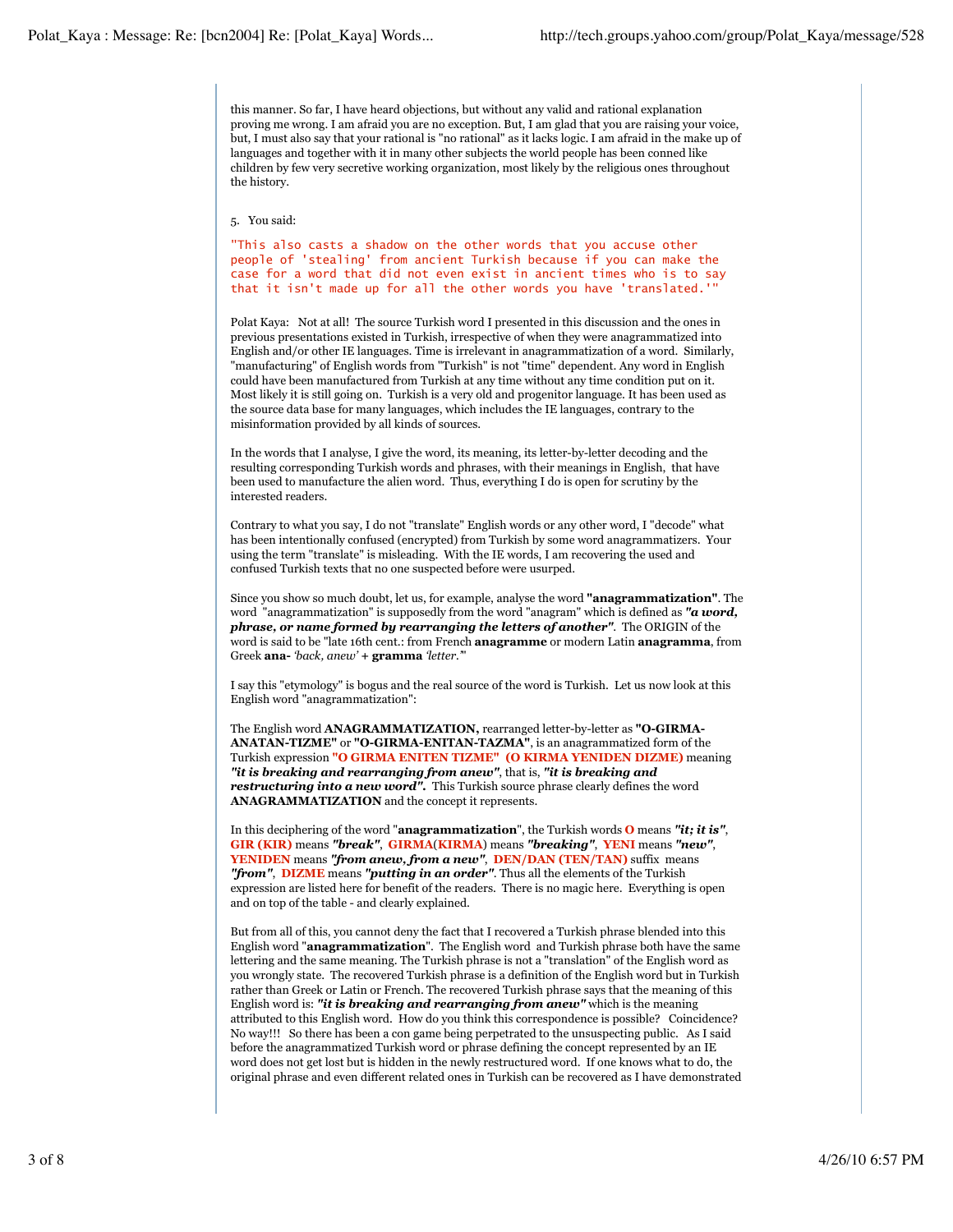this manner. So far, I have heard objections, but without any valid and rational explanation proving me wrong. I am afraid you are no exception. But, I am glad that you are raising your voice, but, I must also say that your rational is "no rational" as it lacks logic. I am afraid in the make up of languages and together with it in many other subjects the world people has been conned like children by few very secretive working organization, most likely by the religious ones throughout the history.

5. You said:

"This also casts a shadow on the other words that you accuse other people of 'stealing' from ancient Turkish because if you can make the case for a word that did not even exist in ancient times who is to say that it isn't made up for all the other words you have 'translated.'"

Polat Kaya: Not at all! The source Turkish word I presented in this discussion and the ones in previous presentations existed in Turkish, irrespective of when they were anagrammatized into English and/or other IE languages. Time is irrelevant in anagrammatization of a word. Similarly, "manufacturing" of English words from "Turkish" is not "time" dependent. Any word in English could have been manufactured from Turkish at any time without any time condition put on it. Most likely it is still going on. Turkish is a very old and progenitor language. It has been used as the source data base for many languages, which includes the IE languages, contrary to the misinformation provided by all kinds of sources.

In the words that I analyse, I give the word, its meaning, its letter-by-letter decoding and the resulting corresponding Turkish words and phrases, with their meanings in English, that have been used to manufacture the alien word. Thus, everything I do is open for scrutiny by the interested readers.

Contrary to what you say, I do not "translate" English words or any other word, I "decode" what has been intentionally confused (encrypted) from Turkish by some word anagrammatizers. Your using the term "translate" is misleading. With the IE words, I am recovering the used and confused Turkish texts that no one suspected before were usurped.

Since you show so much doubt, let us, for example, analyse the word **"anagrammatization"**. The word "anagrammatization" is supposedly from the word "anagram" which is defined as ***"a word, phrase, or name formed by rearranging the letters of another"***. The ORIGIN of the word is said to be "late 16th cent.: from French **anagramme** or modern Latin **anagramma**, from Greek **ana-** *'back, anew'* + **gramma** *'letter.'*"

I say this "etymology" is bogus and the real source of the word is Turkish. Let us now look at this English word "anagrammatization":

The English word **ANAGRAMMATIZATION,** rearranged letter-by-letter as **"O-GIRMA-ANATAN-TIZME"** or **"O-GIRMA-ENITAN-TAZMA"**, is an anagrammatized form of the Turkish expression **"O GIRMA ENITEN TIZME" (O KIRMA YENIDEN DIZME)** meaning ***"it is breaking and rearranging from anew"***, that is, ***"it is breaking and restructuring into a new word".*** This Turkish source phrase clearly defines the word **ANAGRAMMATIZATION** and the concept it represents.

In this deciphering of the word "**anagrammatization**", the Turkish words **O** means ***"it; it is"***, **GIR (KIR)** means ***"break"***, **GIRMA**(**KIRMA**) means ***"breaking"***, **YENI** means ***"new"***, **YENIDEN** means ***"from anew, from a new"***, **DEN/DAN (TEN/TAN)** suffix means ***"from"***, **DIZME** means ***"putting in an order"***. Thus all the elements of the Turkish expression are listed here for benefit of the readers. There is no magic here. Everything is open and on top of the table - and clearly explained.

But from all of this, you cannot deny the fact that I recovered a Turkish phrase blended into this English word "**anagrammatization**". The English word and Turkish phrase both have the same lettering and the same meaning. The Turkish phrase is not a "translation" of the English word as you wrongly state. The recovered Turkish phrase is a definition of the English word but in Turkish rather than Greek or Latin or French. The recovered Turkish phrase says that the meaning of this English word is: ***"it is breaking and rearranging from anew"*** which is the meaning attributed to this English word. How do you think this correspondence is possible? Coincidence? No way!!! So there has been a con game being perpetrated to the unsuspecting public. As I said before the anagrammatized Turkish word or phrase defining the concept represented by an IE word does not get lost but is hidden in the newly restructured word. If one knows what to do, the original phrase and even different related ones in Turkish can be recovered as I have demonstrated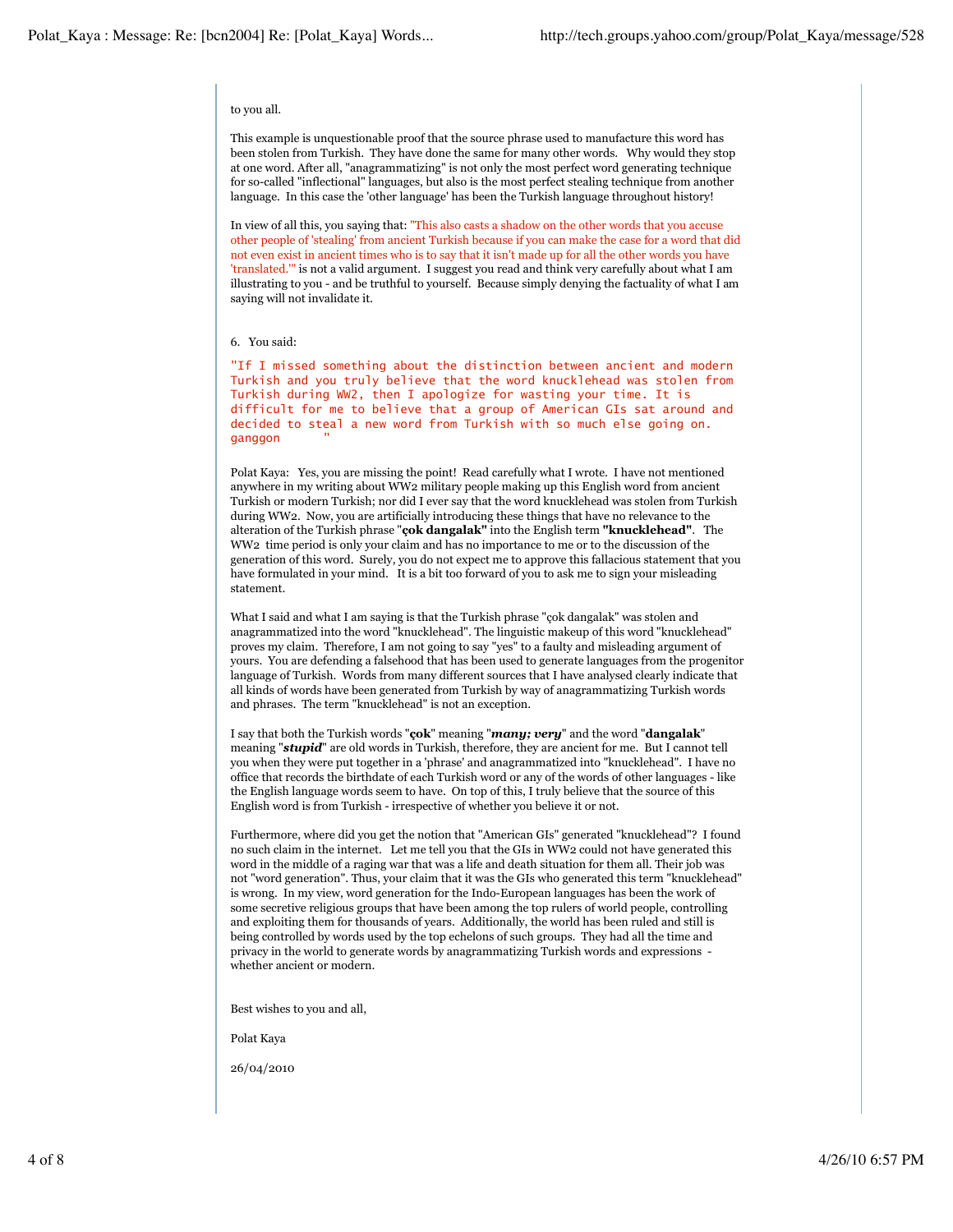to you all.

This example is unquestionable proof that the source phrase used to manufacture this word has been stolen from Turkish. They have done the same for many other words. Why would they stop at one word. After all, "anagrammatizing" is not only the most perfect word generating technique for so-called "inflectional" languages, but also is the most perfect stealing technique from another language. In this case the 'other language' has been the Turkish language throughout history!

In view of all this, you saying that: "This also casts a shadow on the other words that you accuse other people of 'stealing' from ancient Turkish because if you can make the case for a word that did not even exist in ancient times who is to say that it isn't made up for all the other words you have 'translated.'" is not a valid argument. I suggest you read and think very carefully about what I am illustrating to you - and be truthful to yourself. Because simply denying the factuality of what I am saying will not invalidate it.

6. You said:

```
"If I missed something about the distinction between ancient and modern
Turkish and you truly believe that the word knucklehead was stolen from
Turkish during WW2, then I apologize for wasting your time. It is
difficult for me to believe that a group of American GIs sat around and
decided to steal a new word from Turkish with so much else going on.
ganggon      "
```

Polat Kaya: Yes, you are missing the point! Read carefully what I wrote. I have not mentioned anywhere in my writing about WW2 military people making up this English word from ancient Turkish or modern Turkish; nor did I ever say that the word knucklehead was stolen from Turkish during WW2. Now, you are artificially introducing these things that have no relevance to the alteration of the Turkish phrase "**çok dangalak"** into the English term **"knucklehead"**. The WW2 time period is only your claim and has no importance to me or to the discussion of the generation of this word. Surely, you do not expect me to approve this fallacious statement that you have formulated in your mind. It is a bit too forward of you to ask me to sign your misleading statement.

What I said and what I am saying is that the Turkish phrase "çok dangalak" was stolen and anagrammatized into the word "knucklehead". The linguistic makeup of this word "knucklehead" proves my claim. Therefore, I am not going to say "yes" to a faulty and misleading argument of yours. You are defending a falsehood that has been used to generate languages from the progenitor language of Turkish. Words from many different sources that I have analysed clearly indicate that all kinds of words have been generated from Turkish by way of anagrammatizing Turkish words and phrases. The term "knucklehead" is not an exception.

I say that both the Turkish words "**çok**" meaning "***many; very***" and the word "**dangalak**" meaning "***stupid***" are old words in Turkish, therefore, they are ancient for me. But I cannot tell you when they were put together in a 'phrase' and anagrammatized into "knucklehead". I have no office that records the birthdate of each Turkish word or any of the words of other languages - like the English language words seem to have. On top of this, I truly believe that the source of this English word is from Turkish - irrespective of whether you believe it or not.

Furthermore, where did you get the notion that "American GIs" generated "knucklehead"? I found no such claim in the internet. Let me tell you that the GIs in WW2 could not have generated this word in the middle of a raging war that was a life and death situation for them all. Their job was not "word generation". Thus, your claim that it was the GIs who generated this term "knucklehead" is wrong. In my view, word generation for the Indo-European languages has been the work of some secretive religious groups that have been among the top rulers of world people, controlling and exploiting them for thousands of years. Additionally, the world has been ruled and still is being controlled by words used by the top echelons of such groups. They had all the time and privacy in the world to generate words by anagrammatizing Turkish words and expressions - whether ancient or modern.

Best wishes to you and all,

Polat Kaya

26/04/2010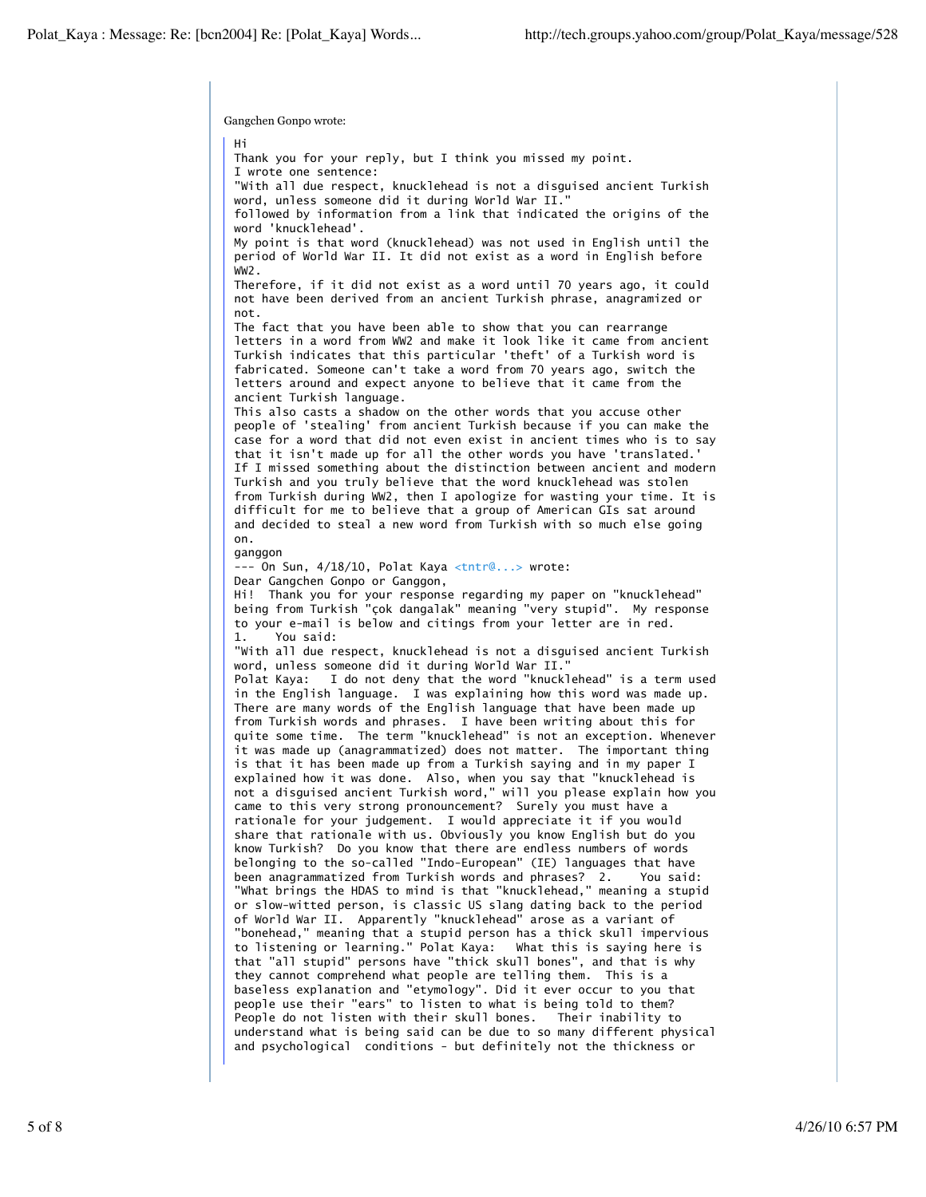Gangchen Gonpo wrote:

Hi
Thank you for your reply, but I think you missed my point.
I wrote one sentence:
"With all due respect, knucklehead is not a disguised ancient Turkish word, unless someone did it during World War II."
followed by information from a link that indicated the origins of the word 'knucklehead'.
My point is that word (knucklehead) was not used in English until the period of World War II. It did not exist as a word in English before WW2.
Therefore, if it did not exist as a word until 70 years ago, it could not have been derived from an ancient Turkish phrase, anagramized or not.
The fact that you have been able to show that you can rearrange letters in a word from WW2 and make it look like it came from ancient Turkish indicates that this particular 'theft' of a Turkish word is fabricated. Someone can't take a word from 70 years ago, switch the letters around and expect anyone to believe that it came from the ancient Turkish language.
This also casts a shadow on the other words that you accuse other people of 'stealing' from ancient Turkish because if you can make the case for a word that did not even exist in ancient times who is to say that it isn't made up for all the other words you have 'translated.'
If I missed something about the distinction between ancient and modern Turkish and you truly believe that the word knucklehead was stolen from Turkish during WW2, then I apologize for wasting your time. It is difficult for me to believe that a group of American GIs sat around and decided to steal a new word from Turkish with so much else going on.
ganggon
--- On Sun, 4/18/10, Polat Kaya <tntr@...> wrote:
Dear Gangchen Gonpo or Ganggon,
Hi! Thank you for your response regarding my paper on "knucklehead" being from Turkish "çok dangalak" meaning "very stupid". My response to your e-mail is below and citings from your letter are in red.
1. You said:
"With all due respect, knucklehead is not a disguised ancient Turkish word, unless someone did it during World War II."
Polat Kaya: I do not deny that the word "knucklehead" is a term used in the English language. I was explaining how this word was made up. There are many words of the English language that have been made up from Turkish words and phrases. I have been writing about this for quite some time. The term "knucklehead" is not an exception. Whenever it was made up (anagrammatized) does not matter. The important thing is that it has been made up from a Turkish saying and in my paper I explained how it was done. Also, when you say that "knucklehead is not a disguised ancient Turkish word," will you please explain how you came to this very strong pronouncement? Surely you must have a rationale for your judgement. I would appreciate it if you would share that rationale with us. Obviously you know English but do you know Turkish? Do you know that there are endless numbers of words belonging to the so-called "Indo-European" (IE) languages that have been anagrammatized from Turkish words and phrases? 2. You said:
"What brings the HDAS to mind is that "knucklehead," meaning a stupid or slow-witted person, is classic US slang dating back to the period of World War II. Apparently "knucklehead" arose as a variant of "bonehead," meaning that a stupid person has a thick skull impervious to listening or learning." Polat Kaya: What this is saying here is that "all stupid" persons have "thick skull bones", and that is why they cannot comprehend what people are telling them. This is a baseless explanation and "etymology". Did it ever occur to you that people use their "ears" to listen to what is being told to them? People do not listen with their skull bones. Their inability to understand what is being said can be due to so many different physical and psychological conditions - but definitely not the thickness or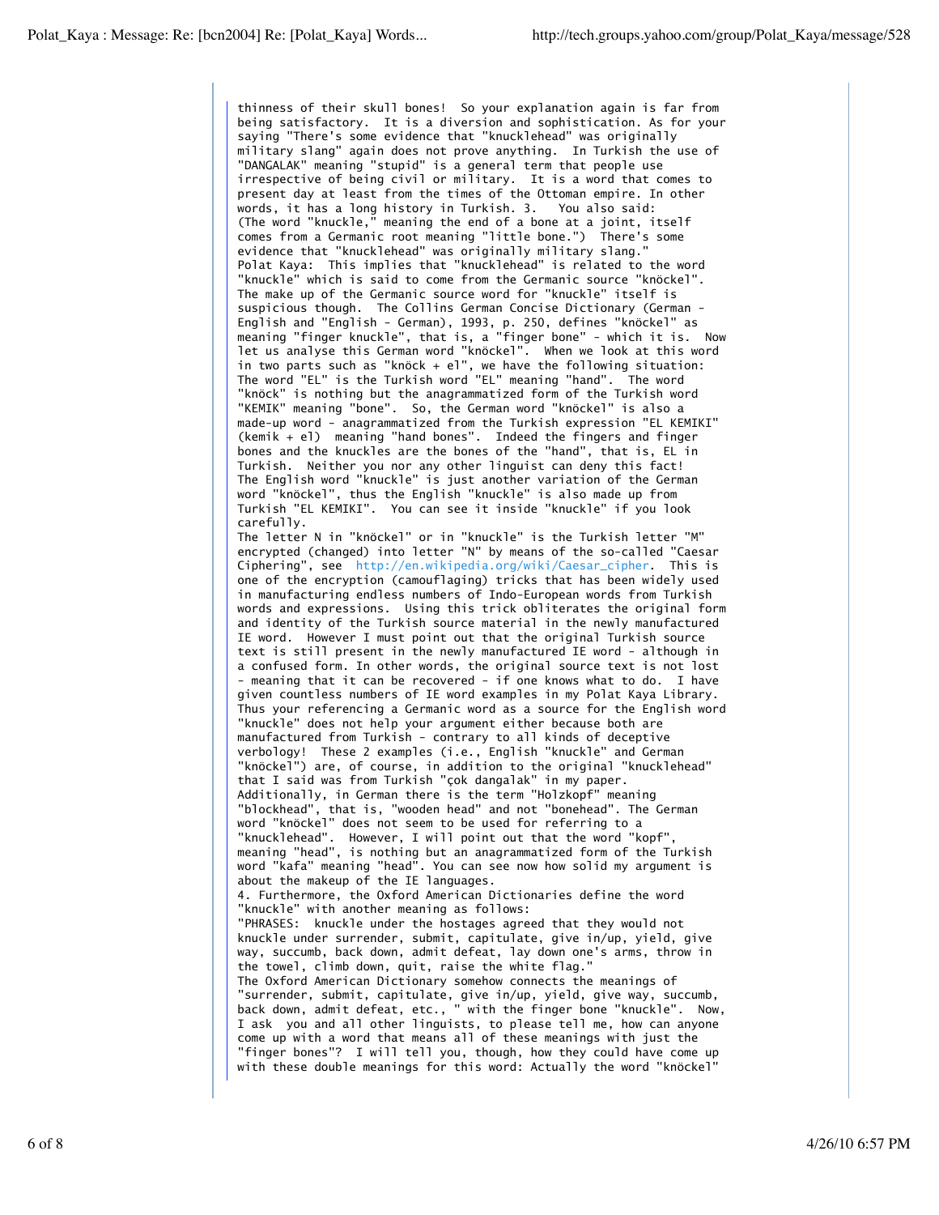thinness of their skull bones! So your explanation again is far from being satisfactory. It is a diversion and sophistication. As for your saying "There's some evidence that "knucklehead" was originally military slang" again does not prove anything. In Turkish the use of "DANGALAK" meaning "stupid" is a general term that people use irrespective of being civil or military. It is a word that comes to present day at least from the times of the Ottoman empire. In other words, it has a long history in Turkish. 3. You also said:
(The word "knuckle," meaning the end of a bone at a joint, itself comes from a Germanic root meaning "little bone.") There's some evidence that "knucklehead" was originally military slang."
Polat Kaya: This implies that "knucklehead" is related to the word "knuckle" which is said to come from the Germanic source "knöckel". The make up of the Germanic source word for "knuckle" itself is suspicious though. The Collins German Concise Dictionary (German - English and "English - German), 1993, p. 250, defines "knöckel" as meaning "finger knuckle", that is, a "finger bone" - which it is. Now let us analyse this German word "knöckel". When we look at this word in two parts such as "knöck + el", we have the following situation: The word "EL" is the Turkish word "EL" meaning "hand". The word "knöck" is nothing but the anagrammatized form of the Turkish word "KEMIK" meaning "bone". So, the German word "knöckel" is also a made-up word - anagrammatized from the Turkish expression "EL KEMIKI" (kemik + el) meaning "hand bones". Indeed the fingers and finger bones and the knuckles are the bones of the "hand", that is, EL in Turkish. Neither you nor any other linguist can deny this fact!
The English word "knuckle" is just another variation of the German word "knöckel", thus the English "knuckle" is also made up from Turkish "EL KEMIKI". You can see it inside "knuckle" if you look carefully.
The letter N in "knöckel" or in "knuckle" is the Turkish letter "M" encrypted (changed) into letter "N" by means of the so-called "Caesar Ciphering", see http://en.wikipedia.org/wiki/Caesar_cipher. This is one of the encryption (camouflaging) tricks that has been widely used in manufacturing endless numbers of Indo-European words from Turkish words and expressions. Using this trick obliterates the original form and identity of the Turkish source material in the newly manufactured IE word. However I must point out that the original Turkish source text is still present in the newly manufactured IE word - although in a confused form. In other words, the original source text is not lost - meaning that it can be recovered - if one knows what to do. I have given countless numbers of IE word examples in my Polat Kaya Library. Thus your referencing a Germanic word as a source for the English word "knuckle" does not help your argument either because both are manufactured from Turkish - contrary to all kinds of deceptive verbology! These 2 examples (i.e., English "knuckle" and German "knöckel") are, of course, in addition to the original "knucklehead" that I said was from Turkish "çok dangalak" in my paper.
Additionally, in German there is the term "Holzkopf" meaning "blockhead", that is, "wooden head" and not "bonehead". The German word "knöckel" does not seem to be used for referring to a "knucklehead". However, I will point out that the word "kopf", meaning "head", is nothing but an anagrammatized form of the Turkish word "kafa" meaning "head". You can see now how solid my argument is about the makeup of the IE languages.
4. Furthermore, the Oxford American Dictionaries define the word "knuckle" with another meaning as follows:
"PHRASES: knuckle under the hostages agreed that they would not knuckle under surrender, submit, capitulate, give in/up, yield, give way, succumb, back down, admit defeat, lay down one's arms, throw in the towel, climb down, quit, raise the white flag."
The Oxford American Dictionary somehow connects the meanings of "surrender, submit, capitulate, give in/up, yield, give way, succumb, back down, admit defeat, etc., " with the finger bone "knuckle". Now, I ask you and all other linguists, to please tell me, how can anyone come up with a word that means all of these meanings with just the "finger bones"? I will tell you, though, how they could have come up with these double meanings for this word: Actually the word "knöckel"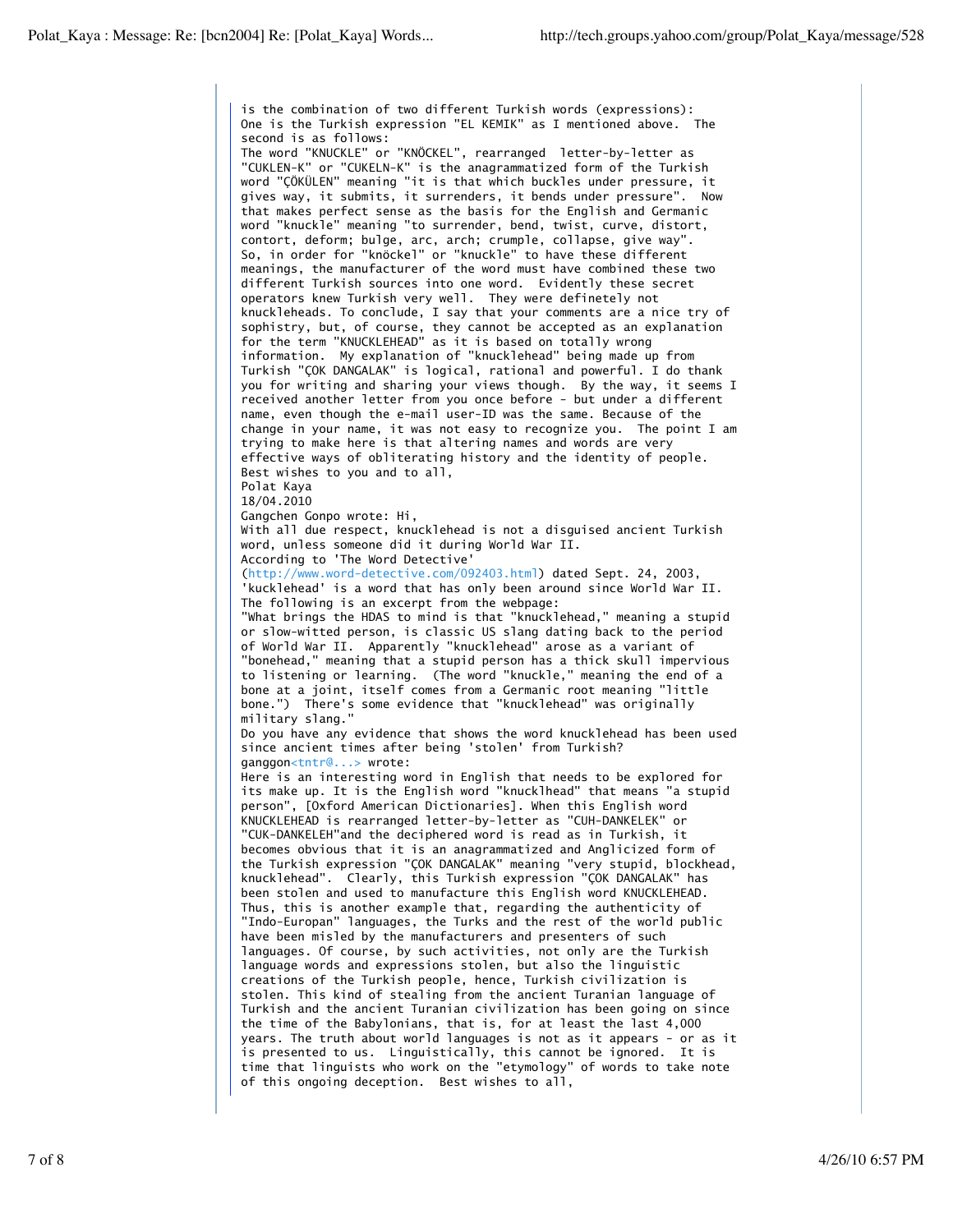is the combination of two different Turkish words (expressions):
One is the Turkish expression "EL KEMIK" as I mentioned above. The second is as follows:
The word "KNUCKLE" or "KNÖCKEL", rearranged letter-by-letter as "CUKLEN-K" or "CUKELN-K" is the anagrammatized form of the Turkish word "ÇÖKÜLEN" meaning "it is that which buckles under pressure, it gives way, it submits, it surrenders, it bends under pressure". Now that makes perfect sense as the basis for the English and Germanic word "knuckle" meaning "to surrender, bend, twist, curve, distort, contort, deform; bulge, arc, arch; crumple, collapse, give way".
So, in order for "knöckel" or "knuckle" to have these different meanings, the manufacturer of the word must have combined these two different Turkish sources into one word. Evidently these secret operators knew Turkish very well. They were definetely not knuckleheads. To conclude, I say that your comments are a nice try of sophistry, but, of course, they cannot be accepted as an explanation for the term "KNUCKLEHEAD" as it is based on totally wrong information. My explanation of "knucklehead" being made up from Turkish "ÇOK DANGALAK" is logical, rational and powerful. I do thank you for writing and sharing your views though. By the way, it seems I received another letter from you once before - but under a different name, even though the e-mail user-ID was the same. Because of the change in your name, it was not easy to recognize you. The point I am trying to make here is that altering names and words are very effective ways of obliterating history and the identity of people.
Best wishes to you and to all,
Polat Kaya
18/04.2010

Gangchen Gonpo wrote: Hi,
With all due respect, knucklehead is not a disguised ancient Turkish word, unless someone did it during World War II.
According to 'The Word Detective'
(http://www.word-detective.com/092403.html) dated Sept. 24, 2003, 'kucklehead' is a word that has only been around since World War II.
The following is an excerpt from the webpage:
"What brings the HDAS to mind is that "knucklehead," meaning a stupid or slow-witted person, is classic US slang dating back to the period of World War II. Apparently "knucklehead" arose as a variant of "bonehead," meaning that a stupid person has a thick skull impervious to listening or learning. (The word "knuckle," meaning the end of a bone at a joint, itself comes from a Germanic root meaning "little bone.") There's some evidence that "knucklehead" was originally military slang."
Do you have any evidence that shows the word knucklehead has been used since ancient times after being 'stolen' from Turkish?
ganggon<tntr@...> wrote:
Here is an interesting word in English that needs to be explored for its make up. It is the English word "knucklhead" that means "a stupid person", [Oxford American Dictionaries]. When this English word KNUCKLEHEAD is rearranged letter-by-letter as "CUH-DANKELEK" or "CUK-DANKELEH"and the deciphered word is read as in Turkish, it becomes obvious that it is an anagrammatized and Anglicized form of the Turkish expression "ÇOK DANGALAK" meaning "very stupid, blockhead, knucklehead". Clearly, this Turkish expression "ÇOK DANGALAK" has been stolen and used to manufacture this English word KNUCKLEHEAD.
Thus, this is another example that, regarding the authenticity of "Indo-Europan" languages, the Turks and the rest of the world public have been misled by the manufacturers and presenters of such languages. Of course, by such activities, not only are the Turkish language words and expressions stolen, but also the linguistic creations of the Turkish people, hence, Turkish civilization is stolen. This kind of stealing from the ancient Turanian language of Turkish and the ancient Turanian civilization has been going on since the time of the Babylonians, that is, for at least the last 4,000 years. The truth about world languages is not as it appears - or as it is presented to us. Linguistically, this cannot be ignored. It is time that linguists who work on the "etymology" of words to take note of this ongoing deception. Best wishes to all,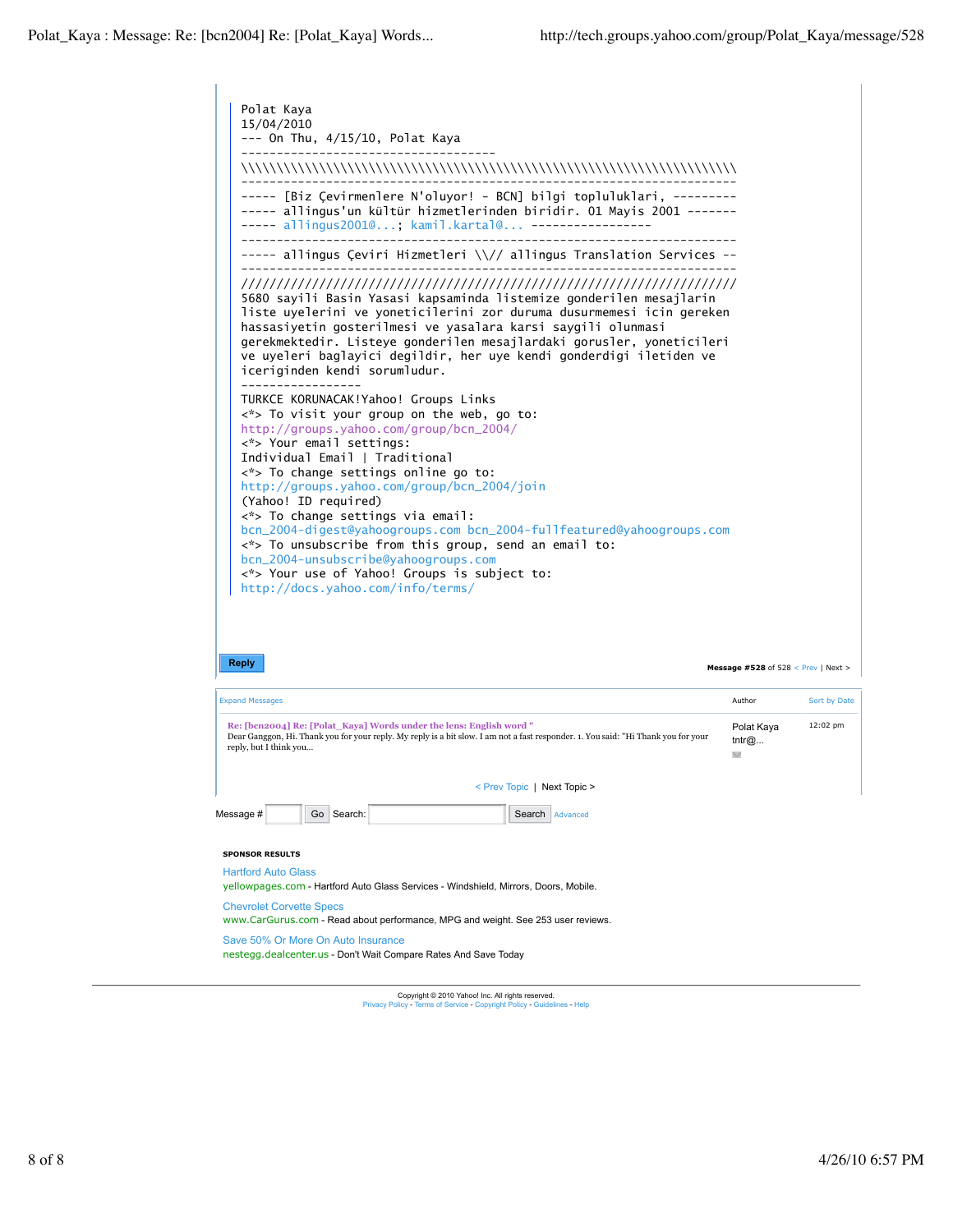Polat Kaya
15/04/2010
--- On Thu, 4/15/10, Polat Kaya

------------------------------------

\\\\\\\\\\\\\\\\\\\\\\\\\\\\\\\\\\\\\\\\\\\\\\\\\\\\\\\\\\\\\\\\\\\\\\\\\\\\\\

-----------------------------------------------------------------------

----- [Biz Çevirmenlere N'oluyor! - BCN] bilgi topluluklari, ---------
----- allingus'un kültür hizmetlerinden biridir. 01 Mayis 2001 -------
----- allingus2001@...; kamil.kartal@... -----------------

-----------------------------------------------------------------------

----- allingus Çeviri Hizmetleri \\// allingus Translation Services --

-----------------------------------------------------------------------

//////////////////////////////////////////////////////////////////////

5680 sayili Basin Yasasi kapsaminda listemize gonderilen mesajlarin liste uyelerini ve yoneticilerini zor duruma dusurmemesi icin gereken hassasiyetin gosterilmesi ve yasalara karsi saygili olunmasi gerekmektedir. Listeye gonderilen mesajlardaki gorusler, yoneticileri ve uyeleri baglayici degildir, her uye kendi gonderdigi iletiden ve iceriginden kendi sorumludur.

-----------------

TURKCE KORUNACAK!Yahoo! Groups Links
<*> To visit your group on the web, go to:
http://groups.yahoo.com/group/bcn_2004/
<*> Your email settings:
Individual Email | Traditional
<*> To change settings online go to:
http://groups.yahoo.com/group/bcn_2004/join
(Yahoo! ID required)
<*> To change settings via email:
bcn_2004-digest@yahoogroups.com bcn_2004-fullfeatured@yahoogroups.com
<*> To unsubscribe from this group, send an email to:
bcn_2004-unsubscribe@yahoogroups.com
<*> Your use of Yahoo! Groups is subject to:
http://docs.yahoo.com/info/terms/

Reply

**Message #528** of 528 < Prev | Next >

| Expand Messages | Author | Sort by Date |
|---|---|---|
| **Re: [bcn2004] Re: [Polat_Kaya] Words under the lens: English word "** Dear Ganggon, Hi. Thank you for your reply. My reply is a bit slow. I am not a fast responder. 1. You said: "Hi Thank you for your reply, but I think you... | Polat Kaya tntr@... | 12:02 pm |

< Prev Topic | Next Topic >

Message # Go Search: Search Advanced

**SPONSOR RESULTS**

Hartford Auto Glass
yellowpages.com - Hartford Auto Glass Services - Windshield, Mirrors, Doors, Mobile.

Chevrolet Corvette Specs
www.CarGurus.com - Read about performance, MPG and weight. See 253 user reviews.

Save 50% Or More On Auto Insurance
nestegg.dealcenter.us - Don't Wait Compare Rates And Save Today

Copyright © 2010 Yahoo! Inc. All rights reserved.
Privacy Policy - Terms of Service - Copyright Policy - Guidelines - Help